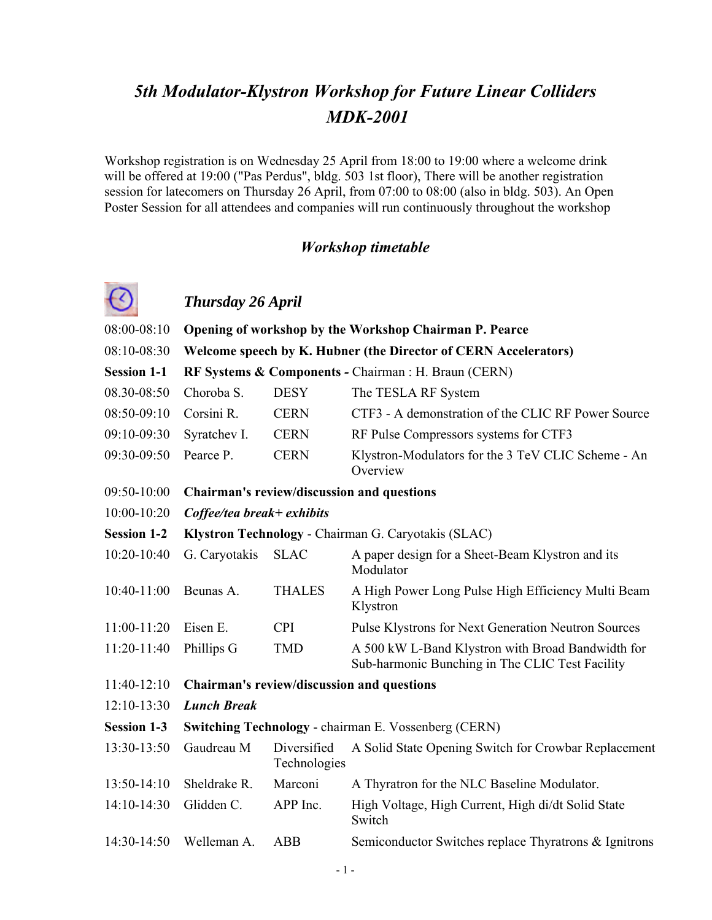# *5th Modulator-Klystron Workshop for Future Linear Colliders MDK-2001*

Workshop registration is on Wednesday 25 April from 18:00 to 19:00 where a welcome drink will be offered at 19:00 ("Pas Perdus", bldg. 503 1st floor), There will be another registration session for latecomers on Thursday 26 April, from 07:00 to 08:00 (also in bldg. 503). An Open Poster Session for all attendees and companies will run continuously throughout the workshop

## *Workshop timetable*

### *Thursday 26 April*

| | | | |
|---|---|---|---|
| 08:00-08:10 | **Opening of workshop by the Workshop Chairman P. Pearce** | | |
| 08:10-08:30 | **Welcome speech by K. Hubner (the Director of CERN Accelerators)** | | |
| **Session 1-1** | **RF Systems & Components** - Chairman : H. Braun (CERN) | | |
| 08.30-08:50 | Choroba S. | DESY | The TESLA RF System |
| 08:50-09:10 | Corsini R. | CERN | CTF3 - A demonstration of the CLIC RF Power Source |
| 09:10-09:30 | Syratchev I. | CERN | RF Pulse Compressors systems for CTF3 |
| 09:30-09:50 | Pearce P. | CERN | Klystron-Modulators for the 3 TeV CLIC Scheme - An Overview |
| 09:50-10:00 | **Chairman's review/discussion and questions** | | |
| 10:00-10:20 | ***Coffee/tea break+ exhibits*** | | |
| **Session 1-2** | **Klystron Technology** - Chairman G. Caryotakis (SLAC) | | |
| 10:20-10:40 | G. Caryotakis | SLAC | A paper design for a Sheet-Beam Klystron and its Modulator |
| 10:40-11:00 | Beunas A. | THALES | A High Power Long Pulse High Efficiency Multi Beam Klystron |
| 11:00-11:20 | Eisen E. | CPI | Pulse Klystrons for Next Generation Neutron Sources |
| 11:20-11:40 | Phillips G | TMD | A 500 kW L-Band Klystron with Broad Bandwidth for Sub-harmonic Bunching in The CLIC Test Facility |
| 11:40-12:10 | **Chairman's review/discussion and questions** | | |
| 12:10-13:30 | ***Lunch Break*** | | |
| **Session 1-3** | **Switching Technology** - chairman E. Vossenberg (CERN) | | |
| 13:30-13:50 | Gaudreau M | Diversified Technologies | A Solid State Opening Switch for Crowbar Replacement |
| 13:50-14:10 | Sheldrake R. | Marconi | A Thyratron for the NLC Baseline Modulator. |
| 14:10-14:30 | Glidden C. | APP Inc. | High Voltage, High Current, High di/dt Solid State Switch |
| 14:30-14:50 | Welleman A. | ABB | Semiconductor Switches replace Thyratrons & Ignitrons |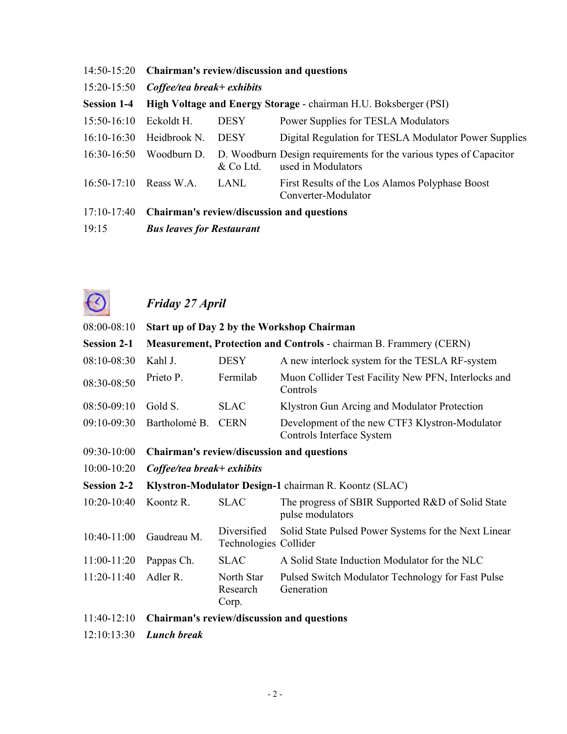| | | | |
|---|---|---|---|
| 14:50-15:20 | **Chairman's review/discussion and questions** | | |
| 15:20-15:50 | ***Coffee/tea break+ exhibits*** | | |
| **Session 1-4** | **High Voltage and Energy Storage** - chairman H.U. Boksberger (PSI) | | |
| 15:50-16:10 | Eckoldt H. | DESY | Power Supplies for TESLA Modulators |
| 16:10-16:30 | Heidbrook N. | DESY | Digital Regulation for TESLA Modulator Power Supplies |
| 16:30-16:50 | Woodburn D. | D. Woodburn & Co Ltd. | Design requirements for the various types of Capacitor used in Modulators |
| 16:50-17:10 | Reass W.A. | LANL | First Results of the Los Alamos Polyphase Boost Converter-Modulator |
| 17:10-17:40 | **Chairman's review/discussion and questions** | | |
| 19:15 | ***Bus leaves for Restaurant*** | | |

## *Friday 27 April*

| | | | |
|---|---|---|---|
| 08:00-08:10 | **Start up of Day 2 by the Workshop Chairman** | | |
| **Session 2-1** | **Measurement, Protection and Controls** - chairman B. Frammery (CERN) | | |
| 08:10-08:30 | Kahl J. | DESY | A new interlock system for the TESLA RF-system |
| 08:30-08:50 | Prieto P. | Fermilab | Muon Collider Test Facility New PFN, Interlocks and Controls |
| 08:50-09:10 | Gold S. | SLAC | Klystron Gun Arcing and Modulator Protection |
| 09:10-09:30 | Bartholomé B. | CERN | Development of the new CTF3 Klystron-Modulator Controls Interface System |
| 09:30-10:00 | **Chairman's review/discussion and questions** | | |
| 10:00-10:20 | ***Coffee/tea break+ exhibits*** | | |
| **Session 2-2** | **Klystron-Modulator Design-1** chairman R. Koontz (SLAC) | | |
| 10:20-10:40 | Koontz R. | SLAC | The progress of SBIR Supported R&D of Solid State pulse modulators |
| 10:40-11:00 | Gaudreau M. | Diversified Technologies | Solid State Pulsed Power Systems for the Next Linear Collider |
| 11:00-11:20 | Pappas Ch. | SLAC | A Solid State Induction Modulator for the NLC |
| 11:20-11:40 | Adler R. | North Star Research Corp. | Pulsed Switch Modulator Technology for Fast Pulse Generation |
| 11:40-12:10 | **Chairman's review/discussion and questions** | | |
| 12:10:13:30 | ***Lunch break*** | | |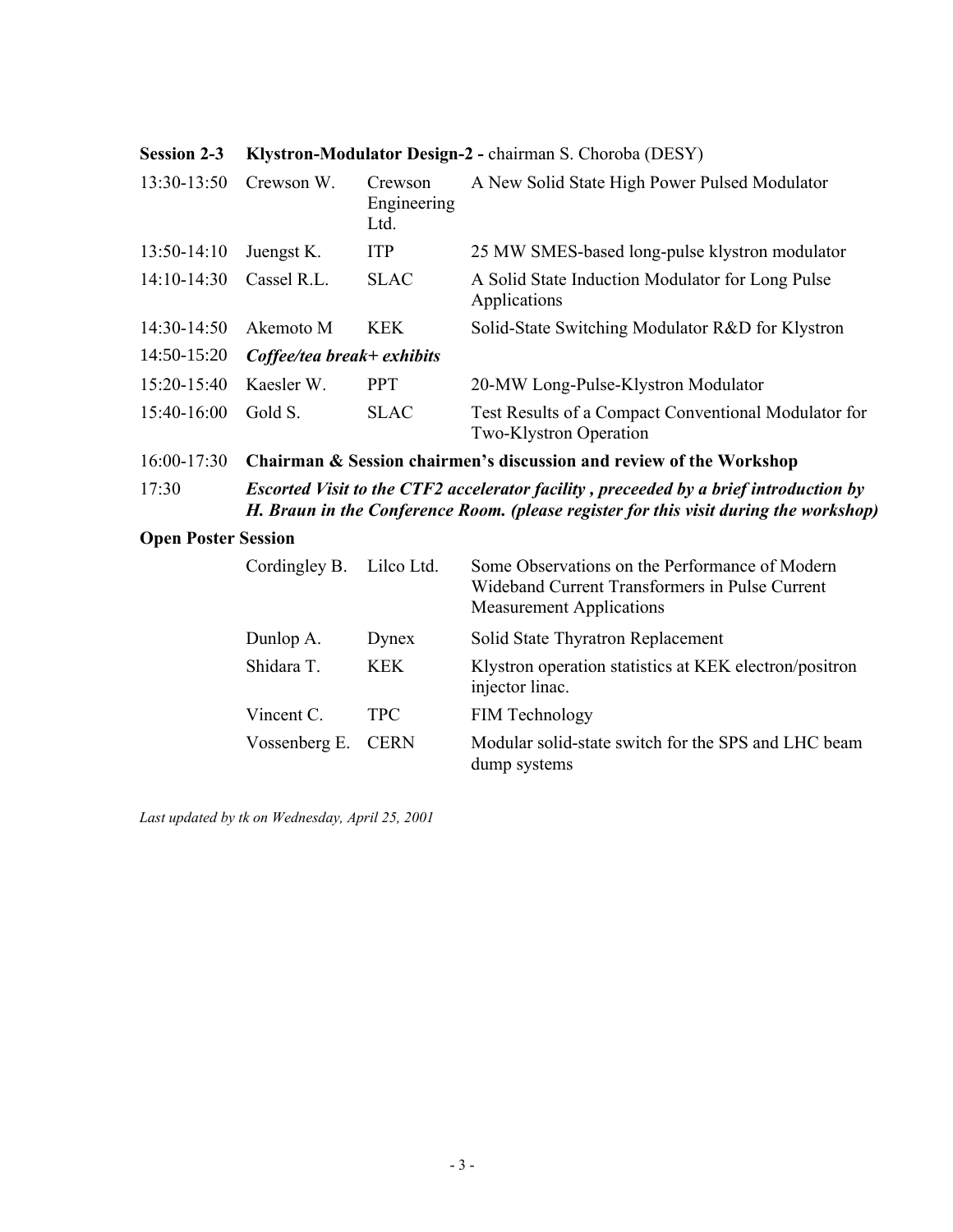**Session 2-3 Klystron-Modulator Design-2 -** chairman S. Choroba (DESY)

| | | | |
|---|---|---|---|
| 13:30-13:50 | Crewson W. | Crewson Engineering Ltd. | A New Solid State High Power Pulsed Modulator |
| 13:50-14:10 | Juengst K. | ITP | 25 MW SMES-based long-pulse klystron modulator |
| 14:10-14:30 | Cassel R.L. | SLAC | A Solid State Induction Modulator for Long Pulse Applications |
| 14:30-14:50 | Akemoto M | KEK | Solid-State Switching Modulator R&D for Klystron |
| 14:50-15:20 | ***Coffee/tea break+ exhibits*** | | |
| 15:20-15:40 | Kaesler W. | PPT | 20-MW Long-Pulse-Klystron Modulator |
| 15:40-16:00 | Gold S. | SLAC | Test Results of a Compact Conventional Modulator for Two-Klystron Operation |
| 16:00-17:30 | **Chairman & Session chairmen's discussion and review of the Workshop** | | |
| 17:30 | ***Escorted Visit to the CTF2 accelerator facility , preceeded by a brief introduction by H. Braun in the Conference Room. (please register for this visit during the workshop)*** | | |

**Open Poster Session**

| | | | |
|---|---|---|---|
| | Cordingley B. | Lilco Ltd. | Some Observations on the Performance of Modern Wideband Current Transformers in Pulse Current Measurement Applications |
| | Dunlop A. | Dynex | Solid State Thyratron Replacement |
| | Shidara T. | KEK | Klystron operation statistics at KEK electron/positron injector linac. |
| | Vincent C. | TPC | FIM Technology |
| | Vossenberg E. | CERN | Modular solid-state switch for the SPS and LHC beam dump systems |

*Last updated by tk on Wednesday, April 25, 2001*